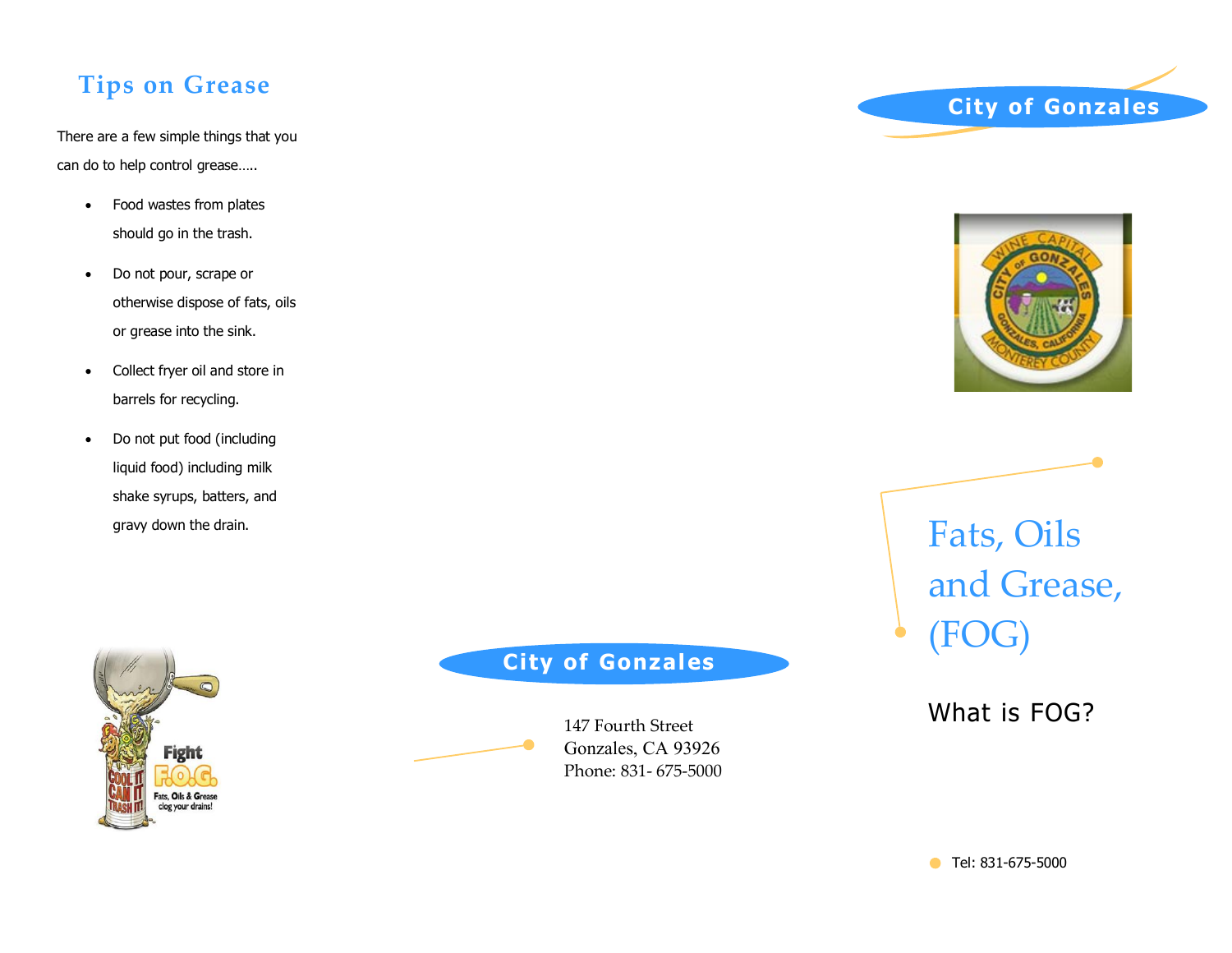## Tips on Grease

There are a few simple things that you can do to help control grease…..

- Food wastes from plates should go in the trash.
- Do not pour, scrape or otherwise dispose of fats, oils or grease into the sink.
- Collect fryer oil and store in barrels for recycling.
- Do not put food (including liquid food) including milk shake syrups, batters, and gravy down the drain.

**City of Gonzales**

147 Fourth Street
Gonzales, CA 93926
Phone: 831- 675-5000

**City of Gonzales**

# Fats, Oils and Grease, (FOG)

## What is FOG?

Tel: 831-675-5000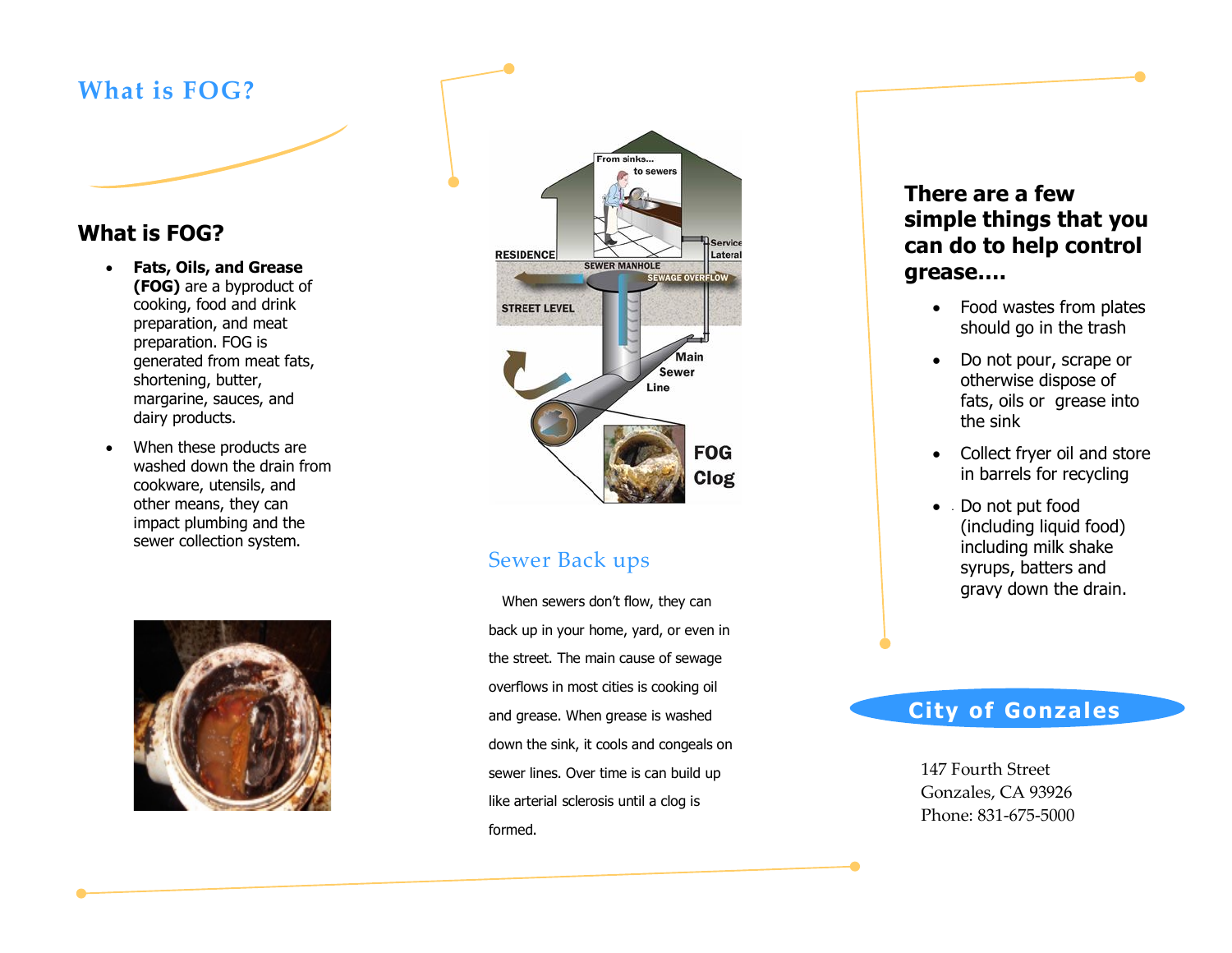## What is FOG?

### What is FOG?

- **Fats, Oils, and Grease (FOG)** are a byproduct of cooking, food and drink preparation, and meat preparation. FOG is generated from meat fats, shortening, butter, margarine, sauces, and dairy products.
- When these products are washed down the drain from cookware, utensils, and other means, they can impact plumbing and the sewer collection system.

From sinks...
to sewers
RESIDENCE
SEWER MANHOLE
Service Lateral
SEWAGE OVERFLOW
STREET LEVEL
Main Sewer Line
FOG Clog

## Sewer Back ups

When sewers don't flow, they can back up in your home, yard, or even in the street. The main cause of sewage overflows in most cities is cooking oil and grease. When grease is washed down the sink, it cools and congeals on sewer lines. Over time is can build up like arterial sclerosis until a clog is formed.

### There are a few simple things that you can do to help control grease....

- Food wastes from plates should go in the trash
- Do not pour, scrape or otherwise dispose of fats, oils or grease into the sink
- Collect fryer oil and store in barrels for recycling
- Do not put food (including liquid food) including milk shake syrups, batters and gravy down the drain.

## City of Gonzales

147 Fourth Street
Gonzales, CA 93926
Phone: 831-675-5000